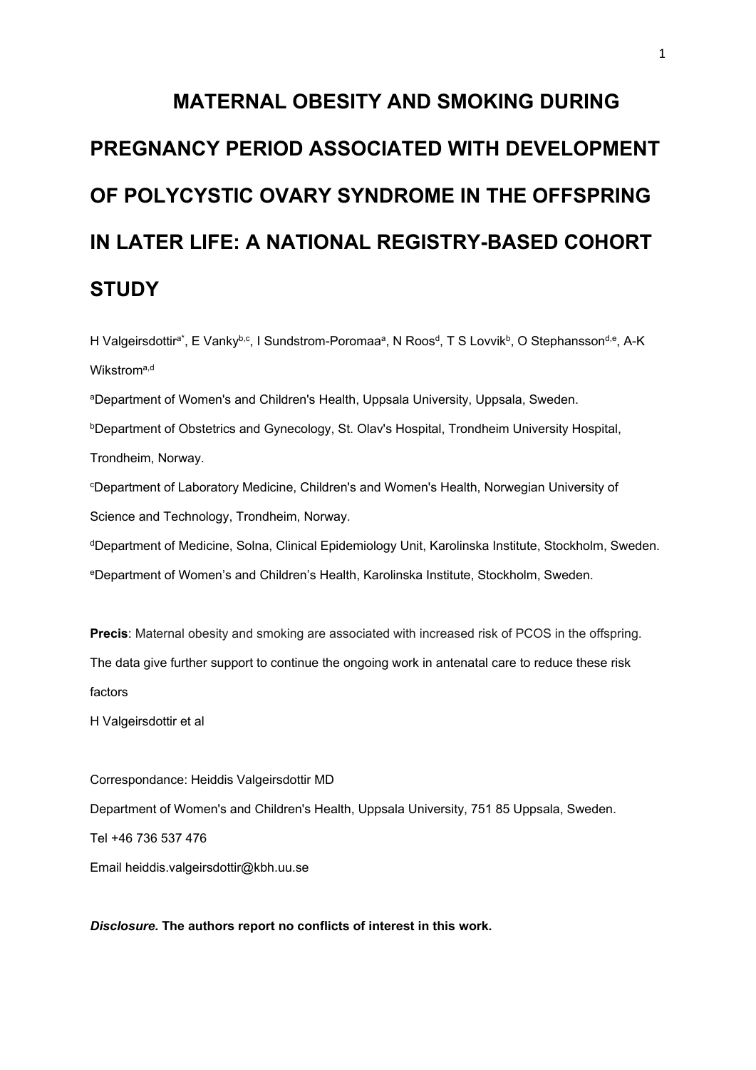# MATERNAL OBESITY AND SMOKING DURING PREGNANCY PERIOD ASSOCIATED WITH DEVELOPMENT OF POLYCYSTIC OVARY SYNDROME IN THE OFFSPRING IN LATER LIFE: A NATIONAL REGISTRY-BASED COHORT STUDY

H Valgeirsdottir[a*], E Vanky[b,c], I Sundstrom-Poromaa[a], N Roos[d], T S Lovvik[b], O Stephansson[d,e], A-K Wikstrom[a,d]

[a]Department of Women's and Children's Health, Uppsala University, Uppsala, Sweden.

[b]Department of Obstetrics and Gynecology, St. Olav's Hospital, Trondheim University Hospital, Trondheim, Norway.

[c]Department of Laboratory Medicine, Children's and Women's Health, Norwegian University of Science and Technology, Trondheim, Norway.

[d]Department of Medicine, Solna, Clinical Epidemiology Unit, Karolinska Institute, Stockholm, Sweden.

[e]Department of Women's and Children's Health, Karolinska Institute, Stockholm, Sweden.

**Precis**: Maternal obesity and smoking are associated with increased risk of PCOS in the offspring. The data give further support to continue the ongoing work in antenatal care to reduce these risk factors

H Valgeirsdottir et al

Correspondance: Heiddis Valgeirsdottir MD

Department of Women's and Children's Health, Uppsala University, 751 85 Uppsala, Sweden.

Tel +46 736 537 476

Email heiddis.valgeirsdottir@kbh.uu.se

***Disclosure.* The authors report no conflicts of interest in this work.**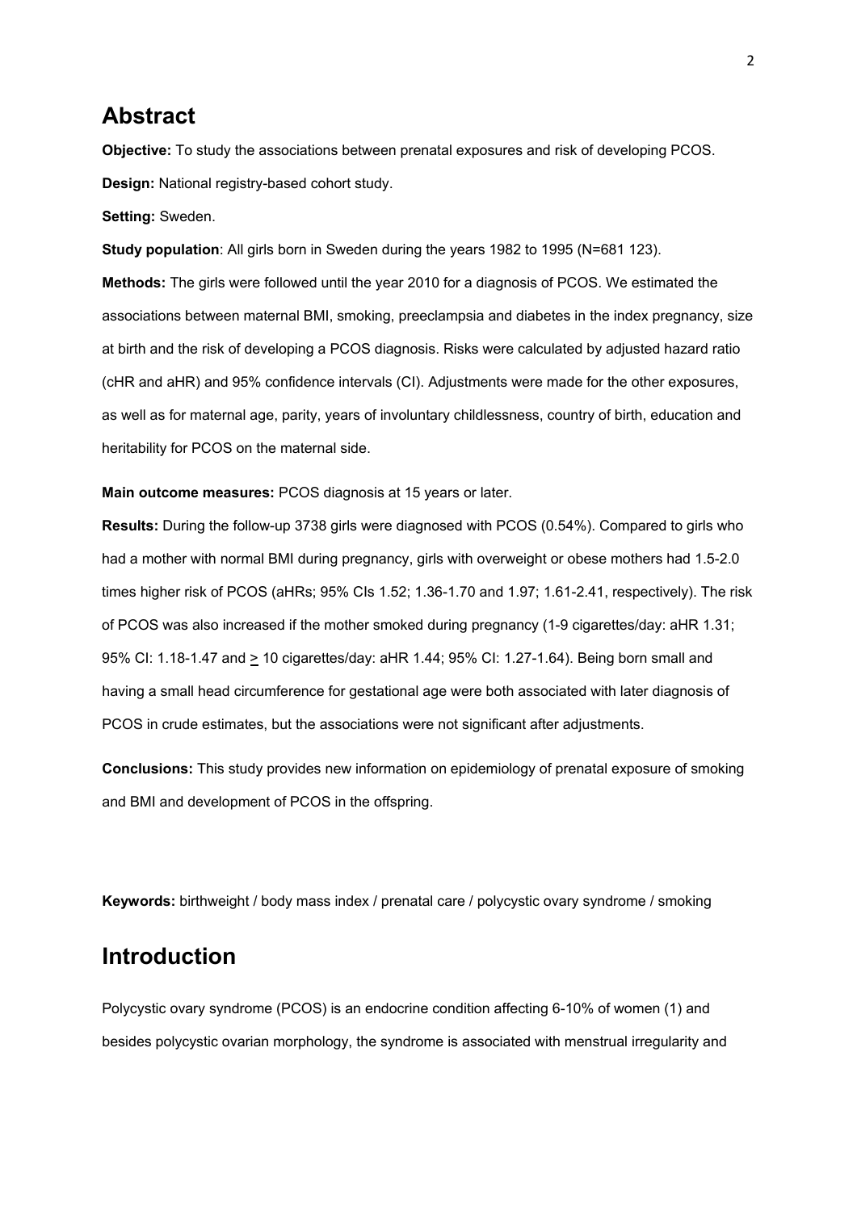## Abstract

**Objective:** To study the associations between prenatal exposures and risk of developing PCOS.

**Design:** National registry-based cohort study.

**Setting:** Sweden.

**Study population**: All girls born in Sweden during the years 1982 to 1995 (N=681 123).

**Methods:** The girls were followed until the year 2010 for a diagnosis of PCOS. We estimated the associations between maternal BMI, smoking, preeclampsia and diabetes in the index pregnancy, size at birth and the risk of developing a PCOS diagnosis. Risks were calculated by adjusted hazard ratio (cHR and aHR) and 95% confidence intervals (CI). Adjustments were made for the other exposures, as well as for maternal age, parity, years of involuntary childlessness, country of birth, education and heritability for PCOS on the maternal side.

**Main outcome measures:** PCOS diagnosis at 15 years or later.

**Results:** During the follow-up 3738 girls were diagnosed with PCOS (0.54%). Compared to girls who had a mother with normal BMI during pregnancy, girls with overweight or obese mothers had 1.5-2.0 times higher risk of PCOS (aHRs; 95% CIs 1.52; 1.36-1.70 and 1.97; 1.61-2.41, respectively). The risk of PCOS was also increased if the mother smoked during pregnancy (1-9 cigarettes/day: aHR 1.31; 95% CI: 1.18-1.47 and ≥ 10 cigarettes/day: aHR 1.44; 95% CI: 1.27-1.64). Being born small and having a small head circumference for gestational age were both associated with later diagnosis of PCOS in crude estimates, but the associations were not significant after adjustments.

**Conclusions:** This study provides new information on epidemiology of prenatal exposure of smoking and BMI and development of PCOS in the offspring.

**Keywords:** birthweight / body mass index / prenatal care / polycystic ovary syndrome / smoking

## Introduction

Polycystic ovary syndrome (PCOS) is an endocrine condition affecting 6-10% of women (1) and besides polycystic ovarian morphology, the syndrome is associated with menstrual irregularity and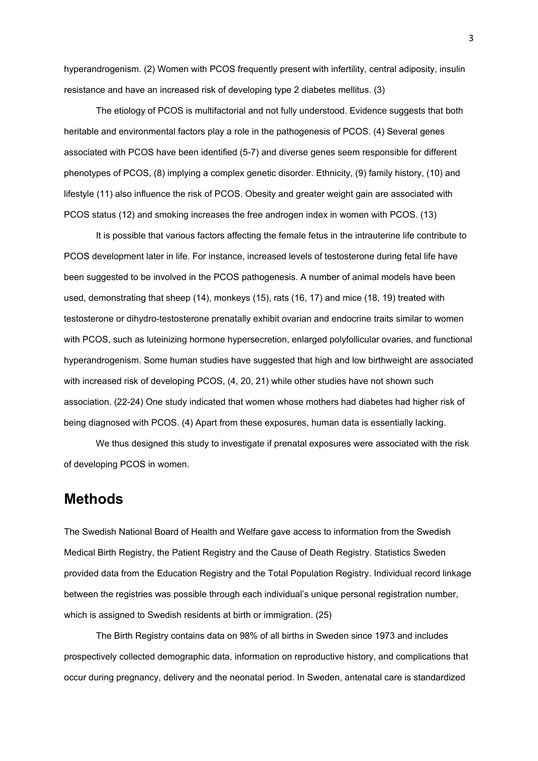hyperandrogenism. (2) Women with PCOS frequently present with infertility, central adiposity, insulin resistance and have an increased risk of developing type 2 diabetes mellitus. (3)

The etiology of PCOS is multifactorial and not fully understood. Evidence suggests that both heritable and environmental factors play a role in the pathogenesis of PCOS. (4) Several genes associated with PCOS have been identified (5-7) and diverse genes seem responsible for different phenotypes of PCOS, (8) implying a complex genetic disorder. Ethnicity, (9) family history, (10) and lifestyle (11) also influence the risk of PCOS. Obesity and greater weight gain are associated with PCOS status (12) and smoking increases the free androgen index in women with PCOS. (13)

It is possible that various factors affecting the female fetus in the intrauterine life contribute to PCOS development later in life. For instance, increased levels of testosterone during fetal life have been suggested to be involved in the PCOS pathogenesis. A number of animal models have been used, demonstrating that sheep (14), monkeys (15), rats (16, 17) and mice (18, 19) treated with testosterone or dihydro-testosterone prenatally exhibit ovarian and endocrine traits similar to women with PCOS, such as luteinizing hormone hypersecretion, enlarged polyfollicular ovaries, and functional hyperandrogenism. Some human studies have suggested that high and low birthweight are associated with increased risk of developing PCOS, (4, 20, 21) while other studies have not shown such association. (22-24) One study indicated that women whose mothers had diabetes had higher risk of being diagnosed with PCOS. (4) Apart from these exposures, human data is essentially lacking.

We thus designed this study to investigate if prenatal exposures were associated with the risk of developing PCOS in women.

# Methods

The Swedish National Board of Health and Welfare gave access to information from the Swedish Medical Birth Registry, the Patient Registry and the Cause of Death Registry. Statistics Sweden provided data from the Education Registry and the Total Population Registry. Individual record linkage between the registries was possible through each individual's unique personal registration number, which is assigned to Swedish residents at birth or immigration. (25)

The Birth Registry contains data on 98% of all births in Sweden since 1973 and includes prospectively collected demographic data, information on reproductive history, and complications that occur during pregnancy, delivery and the neonatal period. In Sweden, antenatal care is standardized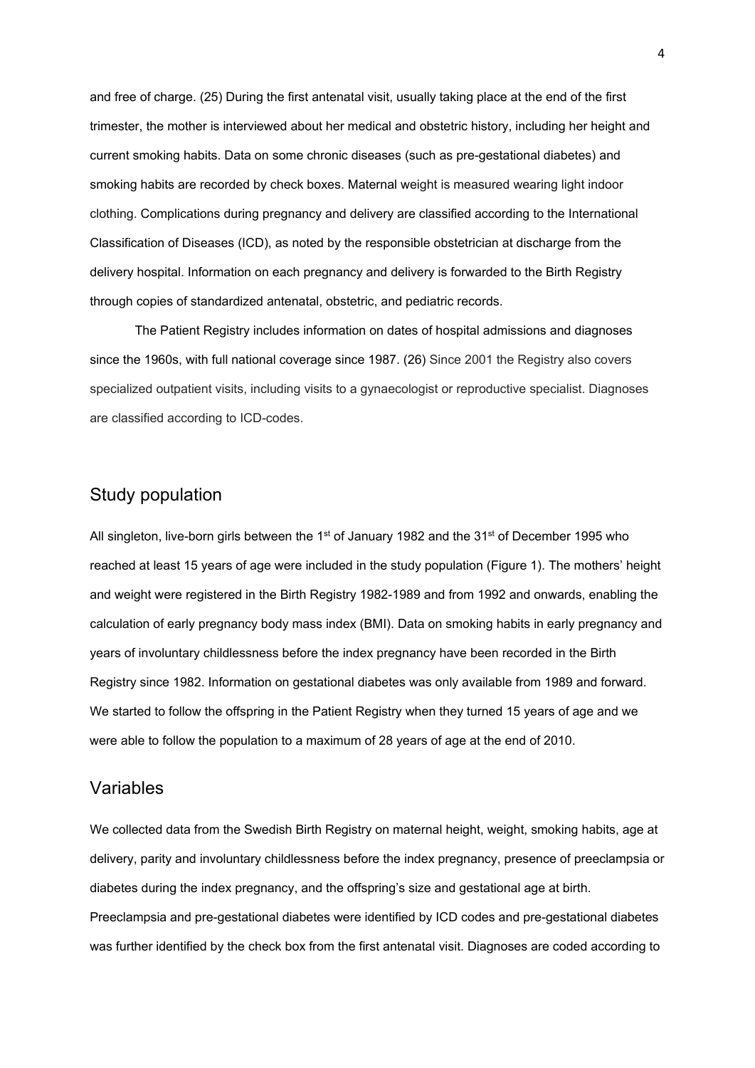and free of charge. (25) During the first antenatal visit, usually taking place at the end of the first trimester, the mother is interviewed about her medical and obstetric history, including her height and current smoking habits. Data on some chronic diseases (such as pre-gestational diabetes) and smoking habits are recorded by check boxes. Maternal weight is measured wearing light indoor clothing. Complications during pregnancy and delivery are classified according to the International Classification of Diseases (ICD), as noted by the responsible obstetrician at discharge from the delivery hospital. Information on each pregnancy and delivery is forwarded to the Birth Registry through copies of standardized antenatal, obstetric, and pediatric records.

The Patient Registry includes information on dates of hospital admissions and diagnoses since the 1960s, with full national coverage since 1987. (26) Since 2001 the Registry also covers specialized outpatient visits, including visits to a gynaecologist or reproductive specialist. Diagnoses are classified according to ICD-codes.

## Study population

All singleton, live-born girls between the 1st of January 1982 and the 31st of December 1995 who reached at least 15 years of age were included in the study population (Figure 1). The mothers' height and weight were registered in the Birth Registry 1982-1989 and from 1992 and onwards, enabling the calculation of early pregnancy body mass index (BMI). Data on smoking habits in early pregnancy and years of involuntary childlessness before the index pregnancy have been recorded in the Birth Registry since 1982. Information on gestational diabetes was only available from 1989 and forward. We started to follow the offspring in the Patient Registry when they turned 15 years of age and we were able to follow the population to a maximum of 28 years of age at the end of 2010.

## Variables

We collected data from the Swedish Birth Registry on maternal height, weight, smoking habits, age at delivery, parity and involuntary childlessness before the index pregnancy, presence of preeclampsia or diabetes during the index pregnancy, and the offspring's size and gestational age at birth. Preeclampsia and pre-gestational diabetes were identified by ICD codes and pre-gestational diabetes was further identified by the check box from the first antenatal visit. Diagnoses are coded according to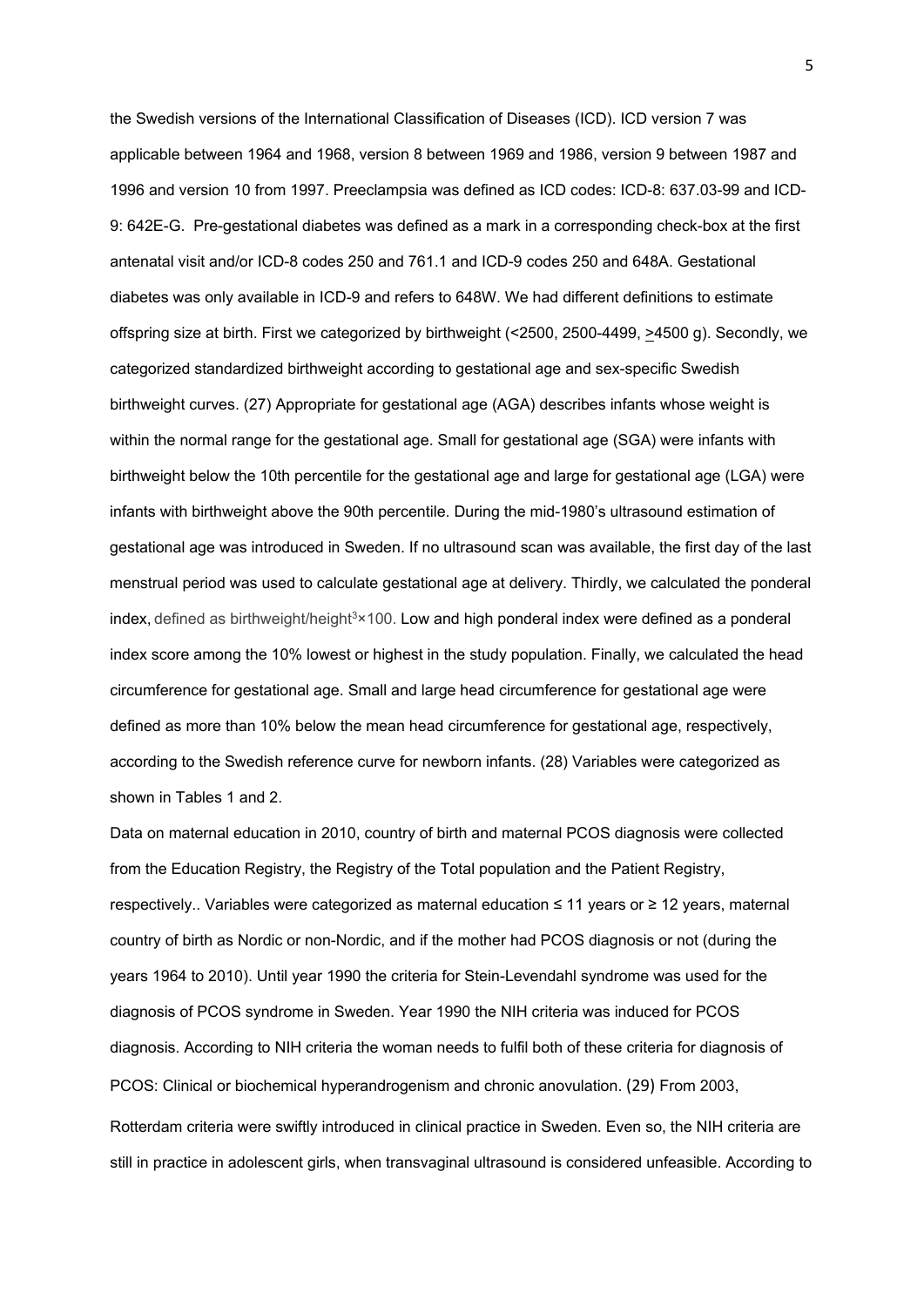the Swedish versions of the International Classification of Diseases (ICD). ICD version 7 was applicable between 1964 and 1968, version 8 between 1969 and 1986, version 9 between 1987 and 1996 and version 10 from 1997. Preeclampsia was defined as ICD codes: ICD-8: 637.03-99 and ICD-9: 642E-G. Pre-gestational diabetes was defined as a mark in a corresponding check-box at the first antenatal visit and/or ICD-8 codes 250 and 761.1 and ICD-9 codes 250 and 648A. Gestational diabetes was only available in ICD-9 and refers to 648W. We had different definitions to estimate offspring size at birth. First we categorized by birthweight (<2500, 2500-4499, ≥4500 g). Secondly, we categorized standardized birthweight according to gestational age and sex-specific Swedish birthweight curves. (27) Appropriate for gestational age (AGA) describes infants whose weight is within the normal range for the gestational age. Small for gestational age (SGA) were infants with birthweight below the 10th percentile for the gestational age and large for gestational age (LGA) were infants with birthweight above the 90th percentile. During the mid-1980's ultrasound estimation of gestational age was introduced in Sweden. If no ultrasound scan was available, the first day of the last menstrual period was used to calculate gestational age at delivery. Thirdly, we calculated the ponderal index, defined as birthweight/height$^3$×100. Low and high ponderal index were defined as a ponderal index score among the 10% lowest or highest in the study population. Finally, we calculated the head circumference for gestational age. Small and large head circumference for gestational age were defined as more than 10% below the mean head circumference for gestational age, respectively, according to the Swedish reference curve for newborn infants. (28) Variables were categorized as shown in Tables 1 and 2.

Data on maternal education in 2010, country of birth and maternal PCOS diagnosis were collected from the Education Registry, the Registry of the Total population and the Patient Registry, respectively.. Variables were categorized as maternal education ≤ 11 years or ≥ 12 years, maternal country of birth as Nordic or non-Nordic, and if the mother had PCOS diagnosis or not (during the years 1964 to 2010). Until year 1990 the criteria for Stein-Levendahl syndrome was used for the diagnosis of PCOS syndrome in Sweden. Year 1990 the NIH criteria was induced for PCOS diagnosis. According to NIH criteria the woman needs to fulfil both of these criteria for diagnosis of PCOS: Clinical or biochemical hyperandrogenism and chronic anovulation. (29) From 2003, Rotterdam criteria were swiftly introduced in clinical practice in Sweden. Even so, the NIH criteria are still in practice in adolescent girls, when transvaginal ultrasound is considered unfeasible. According to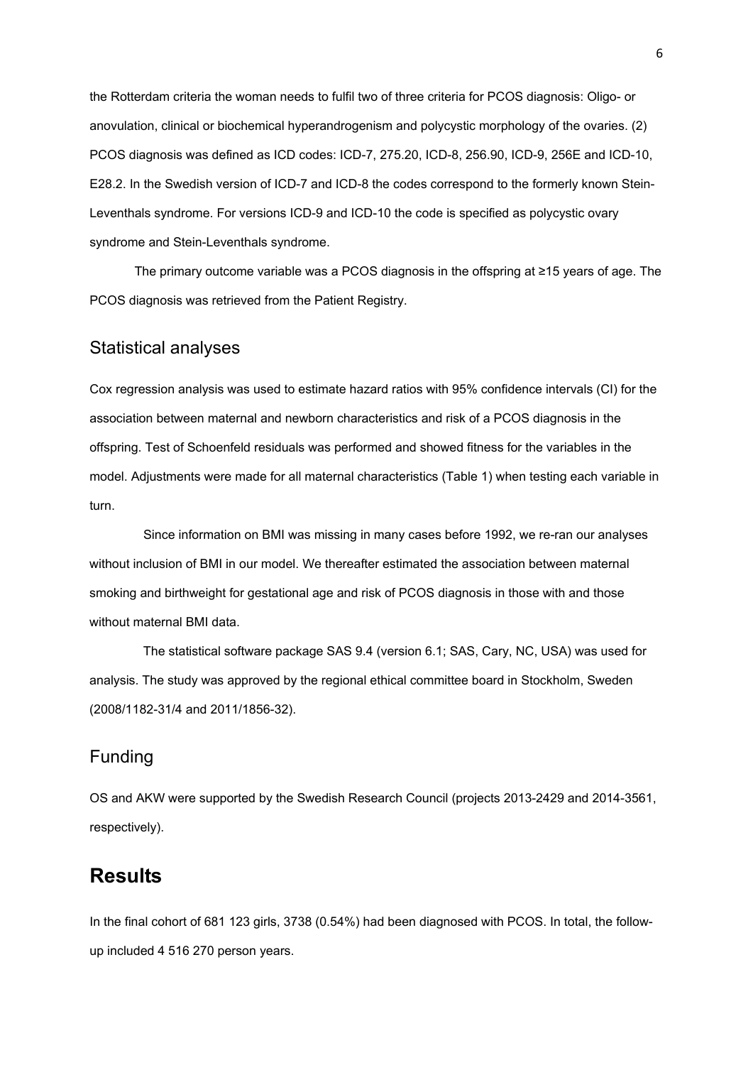the Rotterdam criteria the woman needs to fulfil two of three criteria for PCOS diagnosis: Oligo- or anovulation, clinical or biochemical hyperandrogenism and polycystic morphology of the ovaries. (2) PCOS diagnosis was defined as ICD codes: ICD-7, 275.20, ICD-8, 256.90, ICD-9, 256E and ICD-10, E28.2. In the Swedish version of ICD-7 and ICD-8 the codes correspond to the formerly known Stein-Leventhals syndrome. For versions ICD-9 and ICD-10 the code is specified as polycystic ovary syndrome and Stein-Leventhals syndrome.

The primary outcome variable was a PCOS diagnosis in the offspring at ≥15 years of age. The PCOS diagnosis was retrieved from the Patient Registry.

## Statistical analyses

Cox regression analysis was used to estimate hazard ratios with 95% confidence intervals (CI) for the association between maternal and newborn characteristics and risk of a PCOS diagnosis in the offspring. Test of Schoenfeld residuals was performed and showed fitness for the variables in the model. Adjustments were made for all maternal characteristics (Table 1) when testing each variable in turn.

Since information on BMI was missing in many cases before 1992, we re-ran our analyses without inclusion of BMI in our model. We thereafter estimated the association between maternal smoking and birthweight for gestational age and risk of PCOS diagnosis in those with and those without maternal BMI data.

The statistical software package SAS 9.4 (version 6.1; SAS, Cary, NC, USA) was used for analysis. The study was approved by the regional ethical committee board in Stockholm, Sweden (2008/1182-31/4 and 2011/1856-32).

## Funding

OS and AKW were supported by the Swedish Research Council (projects 2013-2429 and 2014-3561, respectively).

# Results

In the final cohort of 681 123 girls, 3738 (0.54%) had been diagnosed with PCOS. In total, the follow-up included 4 516 270 person years.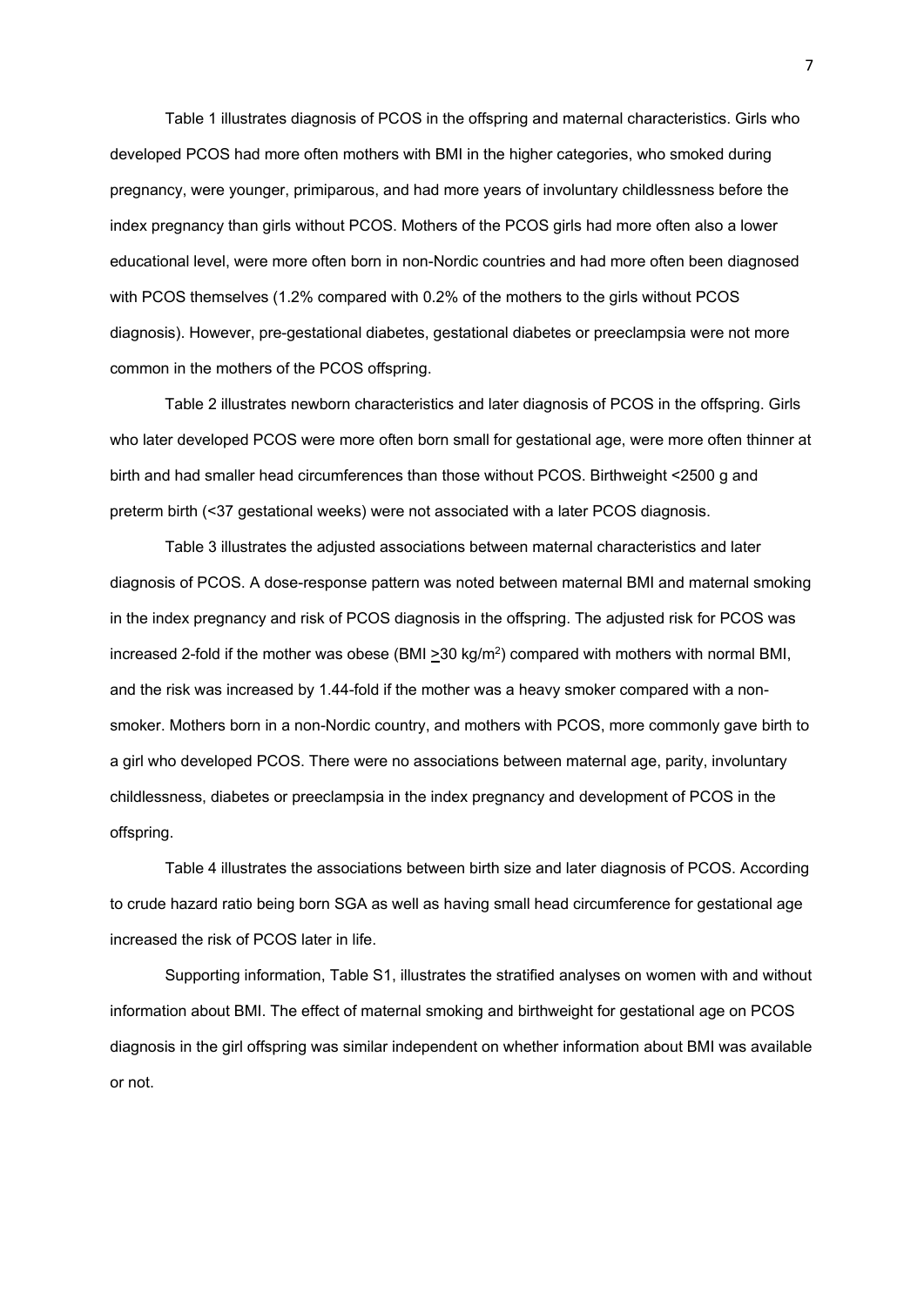Table 1 illustrates diagnosis of PCOS in the offspring and maternal characteristics. Girls who developed PCOS had more often mothers with BMI in the higher categories, who smoked during pregnancy, were younger, primiparous, and had more years of involuntary childlessness before the index pregnancy than girls without PCOS. Mothers of the PCOS girls had more often also a lower educational level, were more often born in non-Nordic countries and had more often been diagnosed with PCOS themselves (1.2% compared with 0.2% of the mothers to the girls without PCOS diagnosis). However, pre-gestational diabetes, gestational diabetes or preeclampsia were not more common in the mothers of the PCOS offspring.

Table 2 illustrates newborn characteristics and later diagnosis of PCOS in the offspring. Girls who later developed PCOS were more often born small for gestational age, were more often thinner at birth and had smaller head circumferences than those without PCOS. Birthweight <2500 g and preterm birth (<37 gestational weeks) were not associated with a later PCOS diagnosis.

Table 3 illustrates the adjusted associations between maternal characteristics and later diagnosis of PCOS. A dose-response pattern was noted between maternal BMI and maternal smoking in the index pregnancy and risk of PCOS diagnosis in the offspring. The adjusted risk for PCOS was increased 2-fold if the mother was obese (BMI $\geq$30 kg/m$^2$) compared with mothers with normal BMI, and the risk was increased by 1.44-fold if the mother was a heavy smoker compared with a non-smoker. Mothers born in a non-Nordic country, and mothers with PCOS, more commonly gave birth to a girl who developed PCOS. There were no associations between maternal age, parity, involuntary childlessness, diabetes or preeclampsia in the index pregnancy and development of PCOS in the offspring.

Table 4 illustrates the associations between birth size and later diagnosis of PCOS. According to crude hazard ratio being born SGA as well as having small head circumference for gestational age increased the risk of PCOS later in life.

Supporting information, Table S1, illustrates the stratified analyses on women with and without information about BMI. The effect of maternal smoking and birthweight for gestational age on PCOS diagnosis in the girl offspring was similar independent on whether information about BMI was available or not.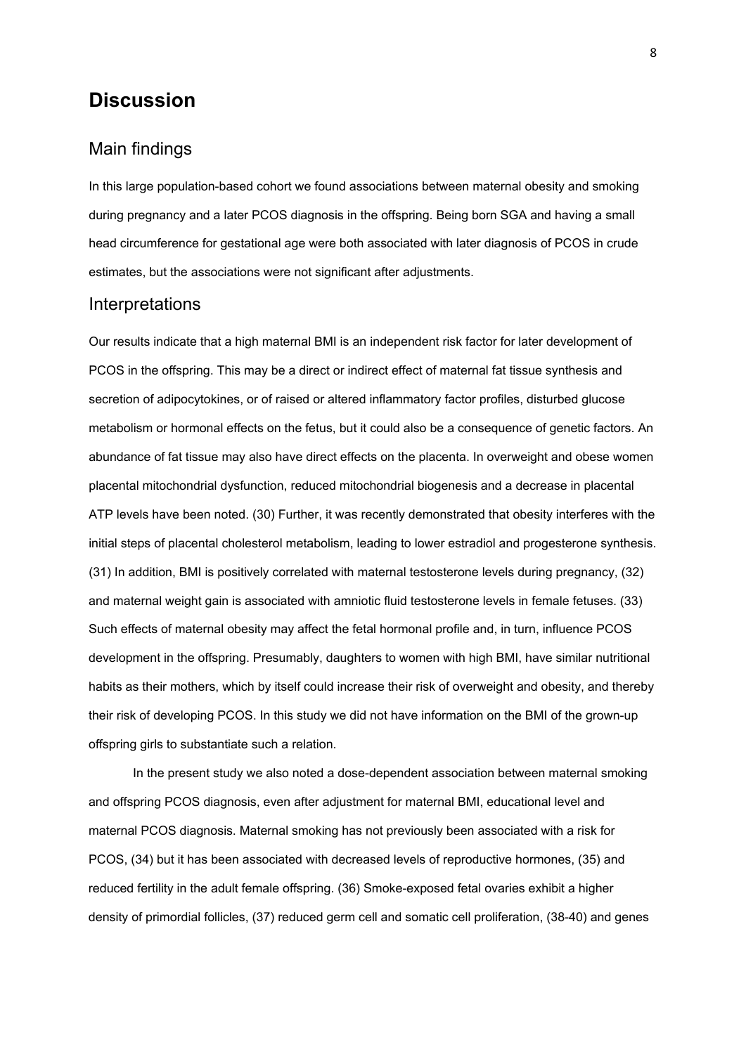# Discussion

## Main findings

In this large population-based cohort we found associations between maternal obesity and smoking during pregnancy and a later PCOS diagnosis in the offspring. Being born SGA and having a small head circumference for gestational age were both associated with later diagnosis of PCOS in crude estimates, but the associations were not significant after adjustments.

## Interpretations

Our results indicate that a high maternal BMI is an independent risk factor for later development of PCOS in the offspring. This may be a direct or indirect effect of maternal fat tissue synthesis and secretion of adipocytokines, or of raised or altered inflammatory factor profiles, disturbed glucose metabolism or hormonal effects on the fetus, but it could also be a consequence of genetic factors. An abundance of fat tissue may also have direct effects on the placenta. In overweight and obese women placental mitochondrial dysfunction, reduced mitochondrial biogenesis and a decrease in placental ATP levels have been noted. (30) Further, it was recently demonstrated that obesity interferes with the initial steps of placental cholesterol metabolism, leading to lower estradiol and progesterone synthesis. (31) In addition, BMI is positively correlated with maternal testosterone levels during pregnancy, (32) and maternal weight gain is associated with amniotic fluid testosterone levels in female fetuses. (33) Such effects of maternal obesity may affect the fetal hormonal profile and, in turn, influence PCOS development in the offspring. Presumably, daughters to women with high BMI, have similar nutritional habits as their mothers, which by itself could increase their risk of overweight and obesity, and thereby their risk of developing PCOS. In this study we did not have information on the BMI of the grown-up offspring girls to substantiate such a relation.

In the present study we also noted a dose-dependent association between maternal smoking and offspring PCOS diagnosis, even after adjustment for maternal BMI, educational level and maternal PCOS diagnosis. Maternal smoking has not previously been associated with a risk for PCOS, (34) but it has been associated with decreased levels of reproductive hormones, (35) and reduced fertility in the adult female offspring. (36) Smoke-exposed fetal ovaries exhibit a higher density of primordial follicles, (37) reduced germ cell and somatic cell proliferation, (38-40) and genes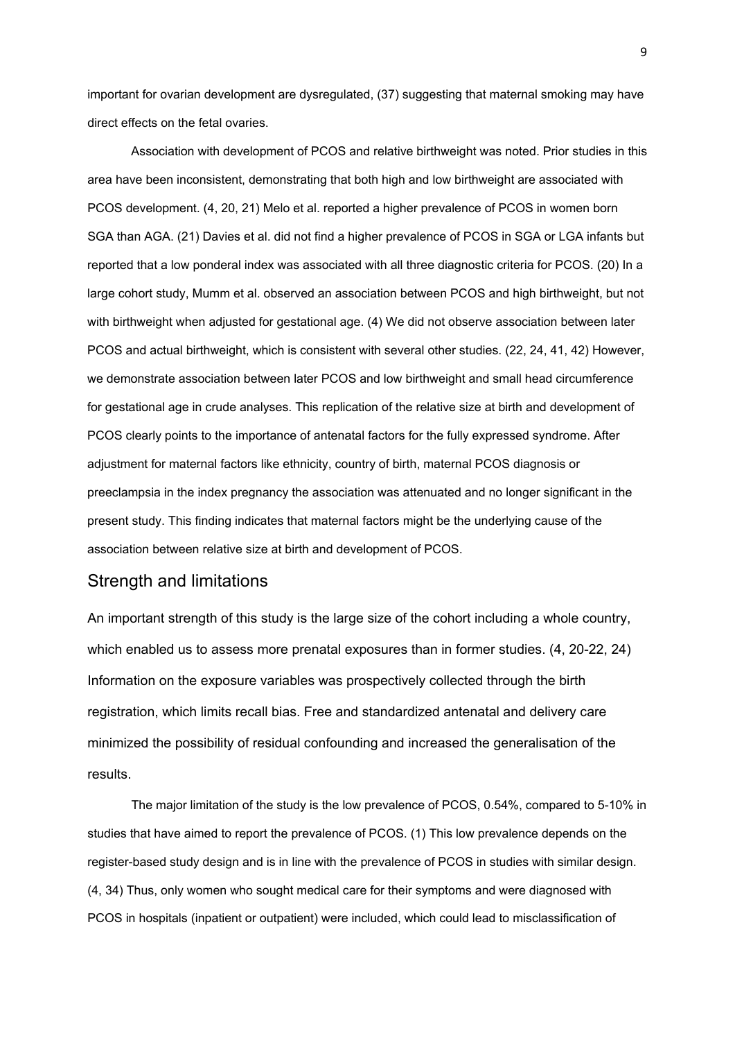important for ovarian development are dysregulated, (37) suggesting that maternal smoking may have direct effects on the fetal ovaries.

Association with development of PCOS and relative birthweight was noted. Prior studies in this area have been inconsistent, demonstrating that both high and low birthweight are associated with PCOS development. (4, 20, 21) Melo et al. reported a higher prevalence of PCOS in women born SGA than AGA. (21) Davies et al. did not find a higher prevalence of PCOS in SGA or LGA infants but reported that a low ponderal index was associated with all three diagnostic criteria for PCOS. (20) In a large cohort study, Mumm et al. observed an association between PCOS and high birthweight, but not with birthweight when adjusted for gestational age. (4) We did not observe association between later PCOS and actual birthweight, which is consistent with several other studies. (22, 24, 41, 42) However, we demonstrate association between later PCOS and low birthweight and small head circumference for gestational age in crude analyses. This replication of the relative size at birth and development of PCOS clearly points to the importance of antenatal factors for the fully expressed syndrome. After adjustment for maternal factors like ethnicity, country of birth, maternal PCOS diagnosis or preeclampsia in the index pregnancy the association was attenuated and no longer significant in the present study. This finding indicates that maternal factors might be the underlying cause of the association between relative size at birth and development of PCOS.

## Strength and limitations

An important strength of this study is the large size of the cohort including a whole country, which enabled us to assess more prenatal exposures than in former studies. (4, 20-22, 24) Information on the exposure variables was prospectively collected through the birth registration, which limits recall bias. Free and standardized antenatal and delivery care minimized the possibility of residual confounding and increased the generalisation of the results.

The major limitation of the study is the low prevalence of PCOS, 0.54%, compared to 5-10% in studies that have aimed to report the prevalence of PCOS. (1) This low prevalence depends on the register-based study design and is in line with the prevalence of PCOS in studies with similar design. (4, 34) Thus, only women who sought medical care for their symptoms and were diagnosed with PCOS in hospitals (inpatient or outpatient) were included, which could lead to misclassification of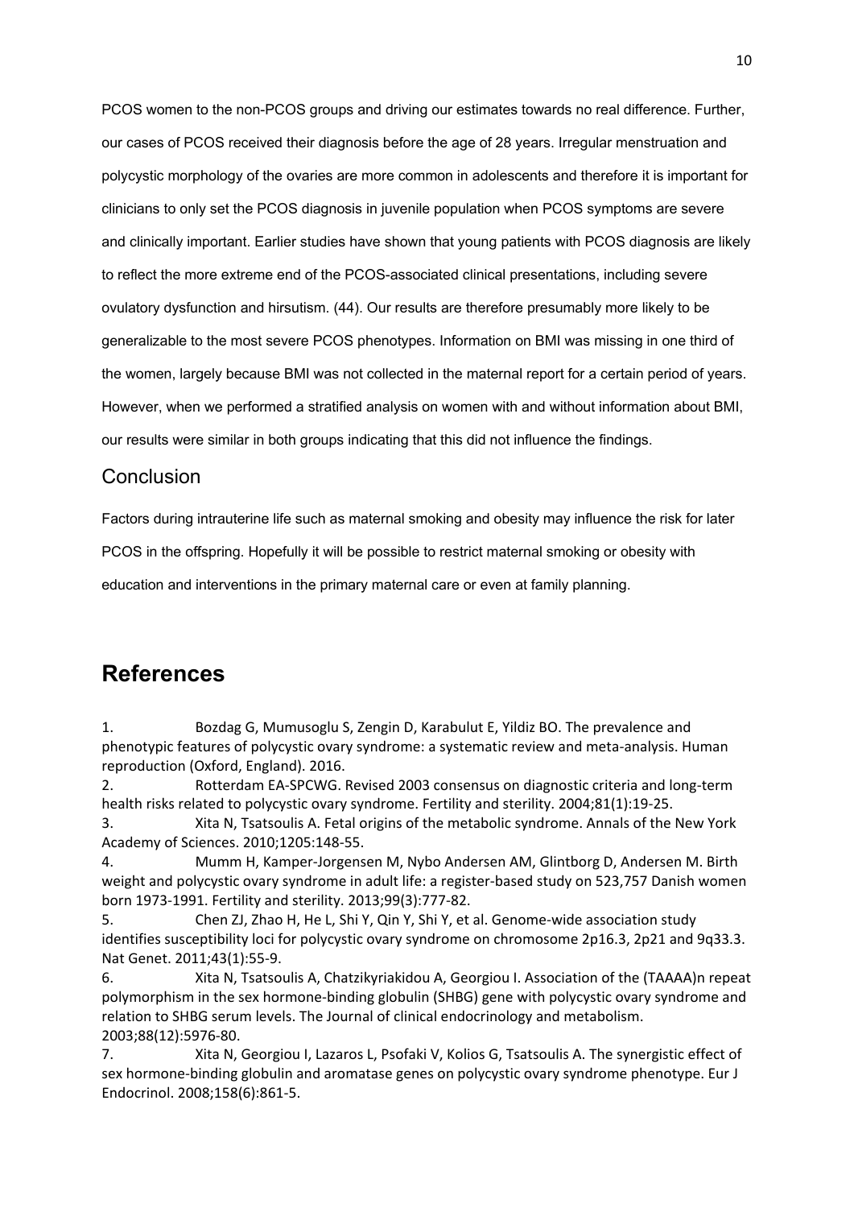PCOS women to the non-PCOS groups and driving our estimates towards no real difference. Further, our cases of PCOS received their diagnosis before the age of 28 years. Irregular menstruation and polycystic morphology of the ovaries are more common in adolescents and therefore it is important for clinicians to only set the PCOS diagnosis in juvenile population when PCOS symptoms are severe and clinically important. Earlier studies have shown that young patients with PCOS diagnosis are likely to reflect the more extreme end of the PCOS-associated clinical presentations, including severe ovulatory dysfunction and hirsutism. (44). Our results are therefore presumably more likely to be generalizable to the most severe PCOS phenotypes. Information on BMI was missing in one third of the women, largely because BMI was not collected in the maternal report for a certain period of years. However, when we performed a stratified analysis on women with and without information about BMI, our results were similar in both groups indicating that this did not influence the findings.

## Conclusion

Factors during intrauterine life such as maternal smoking and obesity may influence the risk for later PCOS in the offspring. Hopefully it will be possible to restrict maternal smoking or obesity with education and interventions in the primary maternal care or even at family planning.

# References

1. Bozdag G, Mumusoglu S, Zengin D, Karabulut E, Yildiz BO. The prevalence and phenotypic features of polycystic ovary syndrome: a systematic review and meta-analysis. Human reproduction (Oxford, England). 2016.
2. Rotterdam EA-SPCWG. Revised 2003 consensus on diagnostic criteria and long-term health risks related to polycystic ovary syndrome. Fertility and sterility. 2004;81(1):19-25.
3. Xita N, Tsatsoulis A. Fetal origins of the metabolic syndrome. Annals of the New York Academy of Sciences. 2010;1205:148-55.
4. Mumm H, Kamper-Jorgensen M, Nybo Andersen AM, Glintborg D, Andersen M. Birth weight and polycystic ovary syndrome in adult life: a register-based study on 523,757 Danish women born 1973-1991. Fertility and sterility. 2013;99(3):777-82.
5. Chen ZJ, Zhao H, He L, Shi Y, Qin Y, Shi Y, et al. Genome-wide association study identifies susceptibility loci for polycystic ovary syndrome on chromosome 2p16.3, 2p21 and 9q33.3. Nat Genet. 2011;43(1):55-9.
6. Xita N, Tsatsoulis A, Chatzikyriakidou A, Georgiou I. Association of the (TAAAA)n repeat polymorphism in the sex hormone-binding globulin (SHBG) gene with polycystic ovary syndrome and relation to SHBG serum levels. The Journal of clinical endocrinology and metabolism. 2003;88(12):5976-80.
7. Xita N, Georgiou I, Lazaros L, Psofaki V, Kolios G, Tsatsoulis A. The synergistic effect of sex hormone-binding globulin and aromatase genes on polycystic ovary syndrome phenotype. Eur J Endocrinol. 2008;158(6):861-5.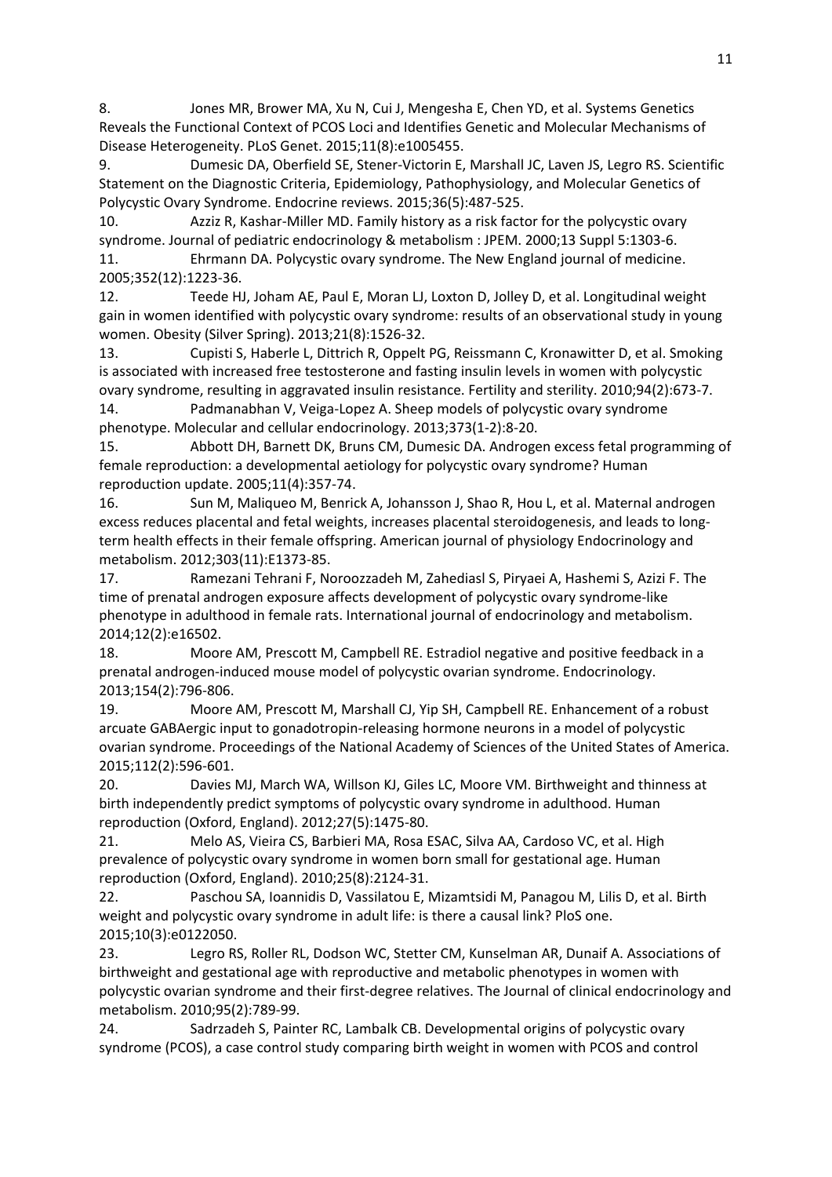8. Jones MR, Brower MA, Xu N, Cui J, Mengesha E, Chen YD, et al. Systems Genetics Reveals the Functional Context of PCOS Loci and Identifies Genetic and Molecular Mechanisms of Disease Heterogeneity. PLoS Genet. 2015;11(8):e1005455.

9. Dumesic DA, Oberfield SE, Stener-Victorin E, Marshall JC, Laven JS, Legro RS. Scientific Statement on the Diagnostic Criteria, Epidemiology, Pathophysiology, and Molecular Genetics of Polycystic Ovary Syndrome. Endocrine reviews. 2015;36(5):487-525.

10. Azziz R, Kashar-Miller MD. Family history as a risk factor for the polycystic ovary syndrome. Journal of pediatric endocrinology & metabolism : JPEM. 2000;13 Suppl 5:1303-6.

11. Ehrmann DA. Polycystic ovary syndrome. The New England journal of medicine. 2005;352(12):1223-36.

12. Teede HJ, Joham AE, Paul E, Moran LJ, Loxton D, Jolley D, et al. Longitudinal weight gain in women identified with polycystic ovary syndrome: results of an observational study in young women. Obesity (Silver Spring). 2013;21(8):1526-32.

13. Cupisti S, Haberle L, Dittrich R, Oppelt PG, Reissmann C, Kronawitter D, et al. Smoking is associated with increased free testosterone and fasting insulin levels in women with polycystic ovary syndrome, resulting in aggravated insulin resistance. Fertility and sterility. 2010;94(2):673-7.

14. Padmanabhan V, Veiga-Lopez A. Sheep models of polycystic ovary syndrome phenotype. Molecular and cellular endocrinology. 2013;373(1-2):8-20.

15. Abbott DH, Barnett DK, Bruns CM, Dumesic DA. Androgen excess fetal programming of female reproduction: a developmental aetiology for polycystic ovary syndrome? Human reproduction update. 2005;11(4):357-74.

16. Sun M, Maliqueo M, Benrick A, Johansson J, Shao R, Hou L, et al. Maternal androgen excess reduces placental and fetal weights, increases placental steroidogenesis, and leads to long-term health effects in their female offspring. American journal of physiology Endocrinology and metabolism. 2012;303(11):E1373-85.

17. Ramezani Tehrani F, Noroozzadeh M, Zahediasl S, Piryaei A, Hashemi S, Azizi F. The time of prenatal androgen exposure affects development of polycystic ovary syndrome-like phenotype in adulthood in female rats. International journal of endocrinology and metabolism. 2014;12(2):e16502.

18. Moore AM, Prescott M, Campbell RE. Estradiol negative and positive feedback in a prenatal androgen-induced mouse model of polycystic ovarian syndrome. Endocrinology. 2013;154(2):796-806.

19. Moore AM, Prescott M, Marshall CJ, Yip SH, Campbell RE. Enhancement of a robust arcuate GABAergic input to gonadotropin-releasing hormone neurons in a model of polycystic ovarian syndrome. Proceedings of the National Academy of Sciences of the United States of America. 2015;112(2):596-601.

20. Davies MJ, March WA, Willson KJ, Giles LC, Moore VM. Birthweight and thinness at birth independently predict symptoms of polycystic ovary syndrome in adulthood. Human reproduction (Oxford, England). 2012;27(5):1475-80.

21. Melo AS, Vieira CS, Barbieri MA, Rosa ESAC, Silva AA, Cardoso VC, et al. High prevalence of polycystic ovary syndrome in women born small for gestational age. Human reproduction (Oxford, England). 2010;25(8):2124-31.

22. Paschou SA, Ioannidis D, Vassilatou E, Mizamtsidi M, Panagou M, Lilis D, et al. Birth weight and polycystic ovary syndrome in adult life: is there a causal link? PloS one. 2015;10(3):e0122050.

23. Legro RS, Roller RL, Dodson WC, Stetter CM, Kunselman AR, Dunaif A. Associations of birthweight and gestational age with reproductive and metabolic phenotypes in women with polycystic ovarian syndrome and their first-degree relatives. The Journal of clinical endocrinology and metabolism. 2010;95(2):789-99.

24. Sadrzadeh S, Painter RC, Lambalk CB. Developmental origins of polycystic ovary syndrome (PCOS), a case control study comparing birth weight in women with PCOS and control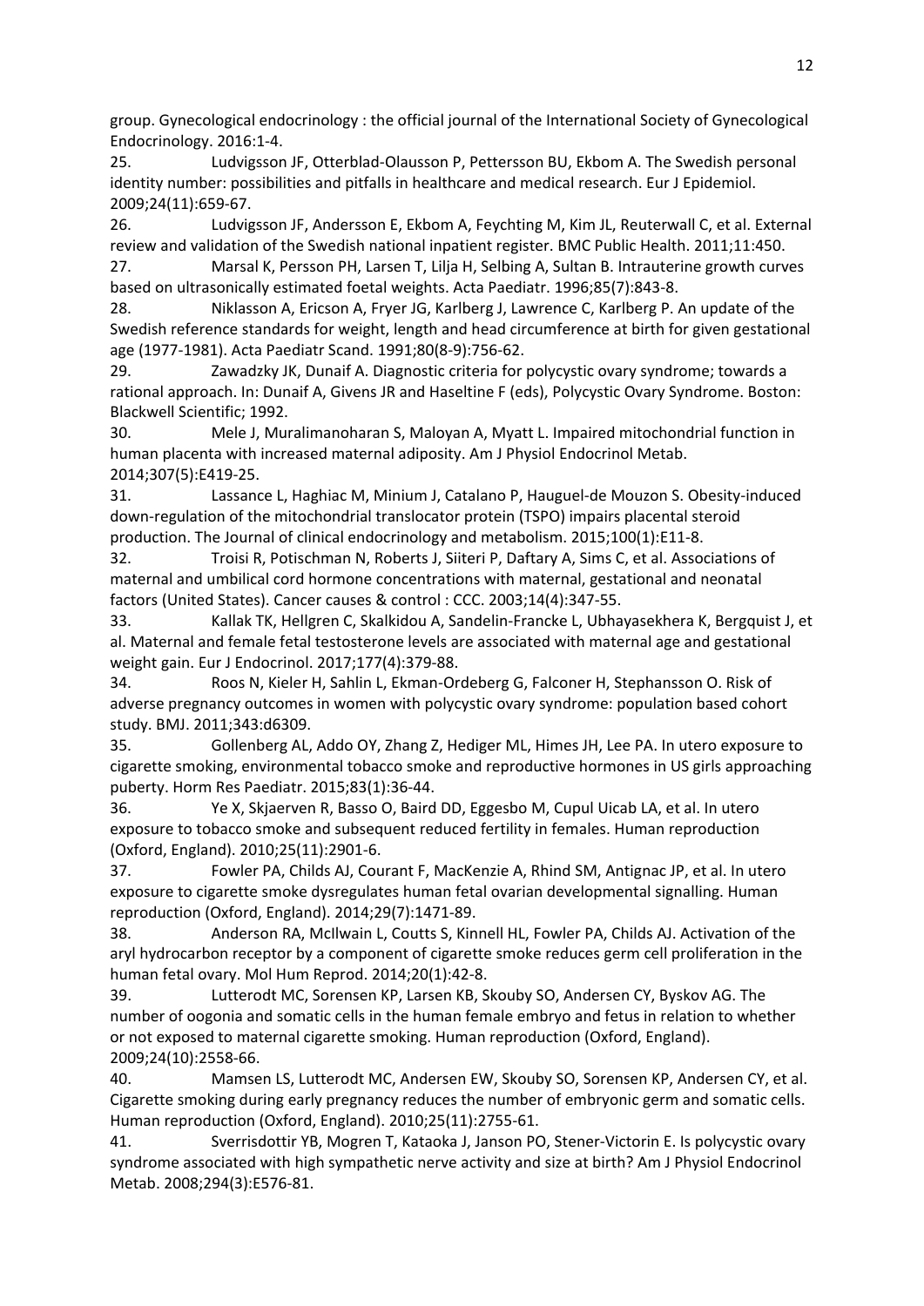group. Gynecological endocrinology : the official journal of the International Society of Gynecological Endocrinology. 2016:1-4.

25. Ludvigsson JF, Otterblad-Olausson P, Pettersson BU, Ekbom A. The Swedish personal identity number: possibilities and pitfalls in healthcare and medical research. Eur J Epidemiol. 2009;24(11):659-67.

26. Ludvigsson JF, Andersson E, Ekbom A, Feychting M, Kim JL, Reuterwall C, et al. External review and validation of the Swedish national inpatient register. BMC Public Health. 2011;11:450.

27. Marsal K, Persson PH, Larsen T, Lilja H, Selbing A, Sultan B. Intrauterine growth curves based on ultrasonically estimated foetal weights. Acta Paediatr. 1996;85(7):843-8.

28. Niklasson A, Ericson A, Fryer JG, Karlberg J, Lawrence C, Karlberg P. An update of the Swedish reference standards for weight, length and head circumference at birth for given gestational age (1977-1981). Acta Paediatr Scand. 1991;80(8-9):756-62.

29. Zawadzky JK, Dunaif A. Diagnostic criteria for polycystic ovary syndrome; towards a rational approach. In: Dunaif A, Givens JR and Haseltine F (eds), Polycystic Ovary Syndrome. Boston: Blackwell Scientific; 1992.

30. Mele J, Muralimanoharan S, Maloyan A, Myatt L. Impaired mitochondrial function in human placenta with increased maternal adiposity. Am J Physiol Endocrinol Metab. 2014;307(5):E419-25.

31. Lassance L, Haghiac M, Minium J, Catalano P, Hauguel-de Mouzon S. Obesity-induced down-regulation of the mitochondrial translocator protein (TSPO) impairs placental steroid production. The Journal of clinical endocrinology and metabolism. 2015;100(1):E11-8.

32. Troisi R, Potischman N, Roberts J, Siiteri P, Daftary A, Sims C, et al. Associations of maternal and umbilical cord hormone concentrations with maternal, gestational and neonatal factors (United States). Cancer causes & control : CCC. 2003;14(4):347-55.

33. Kallak TK, Hellgren C, Skalkidou A, Sandelin-Francke L, Ubhayasekhera K, Bergquist J, et al. Maternal and female fetal testosterone levels are associated with maternal age and gestational weight gain. Eur J Endocrinol. 2017;177(4):379-88.

34. Roos N, Kieler H, Sahlin L, Ekman-Ordeberg G, Falconer H, Stephansson O. Risk of adverse pregnancy outcomes in women with polycystic ovary syndrome: population based cohort study. BMJ. 2011;343:d6309.

35. Gollenberg AL, Addo OY, Zhang Z, Hediger ML, Himes JH, Lee PA. In utero exposure to cigarette smoking, environmental tobacco smoke and reproductive hormones in US girls approaching puberty. Horm Res Paediatr. 2015;83(1):36-44.

36. Ye X, Skjaerven R, Basso O, Baird DD, Eggesbo M, Cupul Uicab LA, et al. In utero exposure to tobacco smoke and subsequent reduced fertility in females. Human reproduction (Oxford, England). 2010;25(11):2901-6.

37. Fowler PA, Childs AJ, Courant F, MacKenzie A, Rhind SM, Antignac JP, et al. In utero exposure to cigarette smoke dysregulates human fetal ovarian developmental signalling. Human reproduction (Oxford, England). 2014;29(7):1471-89.

38. Anderson RA, McIlwain L, Coutts S, Kinnell HL, Fowler PA, Childs AJ. Activation of the aryl hydrocarbon receptor by a component of cigarette smoke reduces germ cell proliferation in the human fetal ovary. Mol Hum Reprod. 2014;20(1):42-8.

39. Lutterodt MC, Sorensen KP, Larsen KB, Skouby SO, Andersen CY, Byskov AG. The number of oogonia and somatic cells in the human female embryo and fetus in relation to whether or not exposed to maternal cigarette smoking. Human reproduction (Oxford, England). 2009;24(10):2558-66.

40. Mamsen LS, Lutterodt MC, Andersen EW, Skouby SO, Sorensen KP, Andersen CY, et al. Cigarette smoking during early pregnancy reduces the number of embryonic germ and somatic cells. Human reproduction (Oxford, England). 2010;25(11):2755-61.

41. Sverrisdottir YB, Mogren T, Kataoka J, Janson PO, Stener-Victorin E. Is polycystic ovary syndrome associated with high sympathetic nerve activity and size at birth? Am J Physiol Endocrinol Metab. 2008;294(3):E576-81.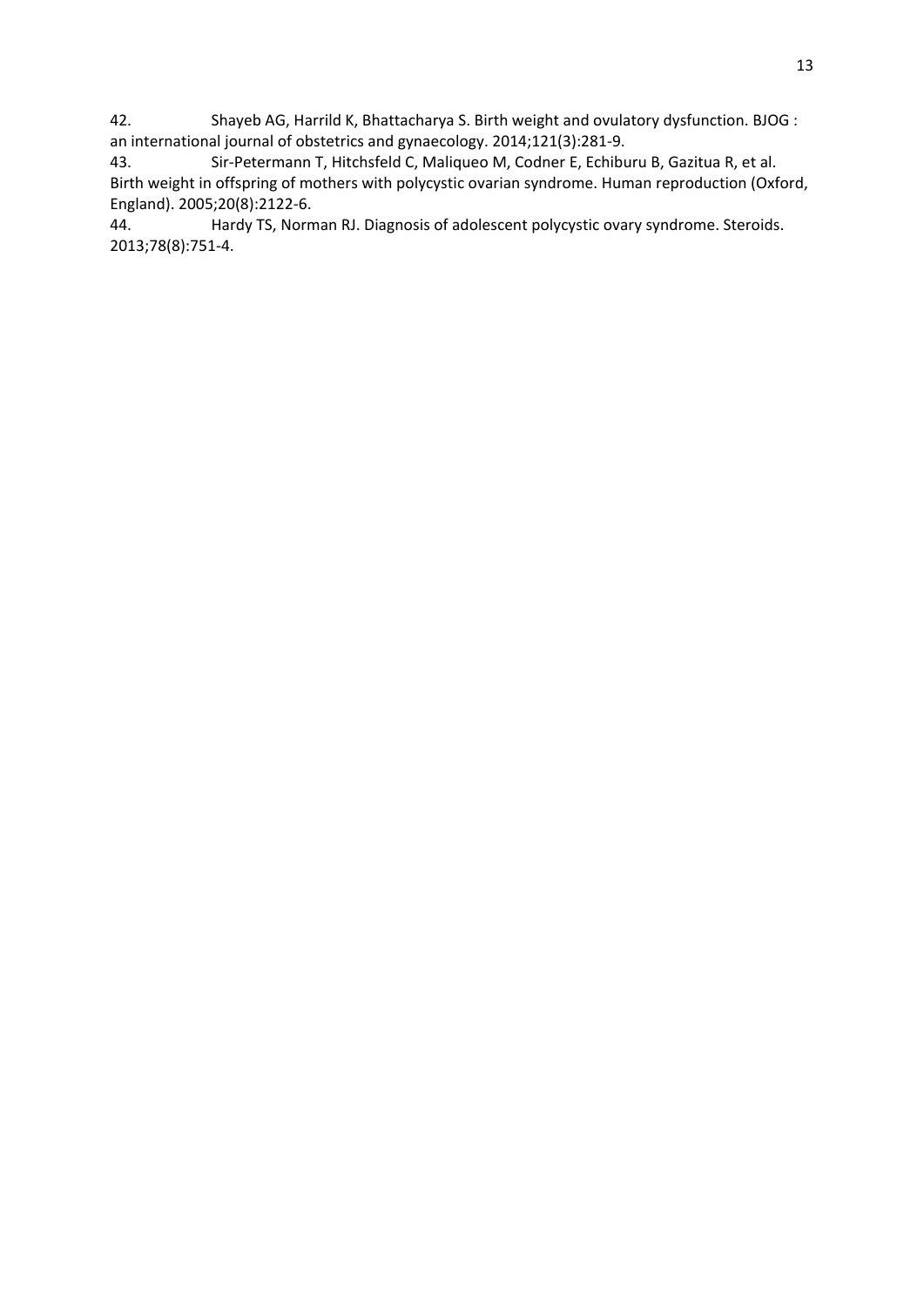42. Shayeb AG, Harrild K, Bhattacharya S. Birth weight and ovulatory dysfunction. BJOG : an international journal of obstetrics and gynaecology. 2014;121(3):281-9.

43. Sir-Petermann T, Hitchsfeld C, Maliqueo M, Codner E, Echiburu B, Gazitua R, et al. Birth weight in offspring of mothers with polycystic ovarian syndrome. Human reproduction (Oxford, England). 2005;20(8):2122-6.

44. Hardy TS, Norman RJ. Diagnosis of adolescent polycystic ovary syndrome. Steroids. 2013;78(8):751-4.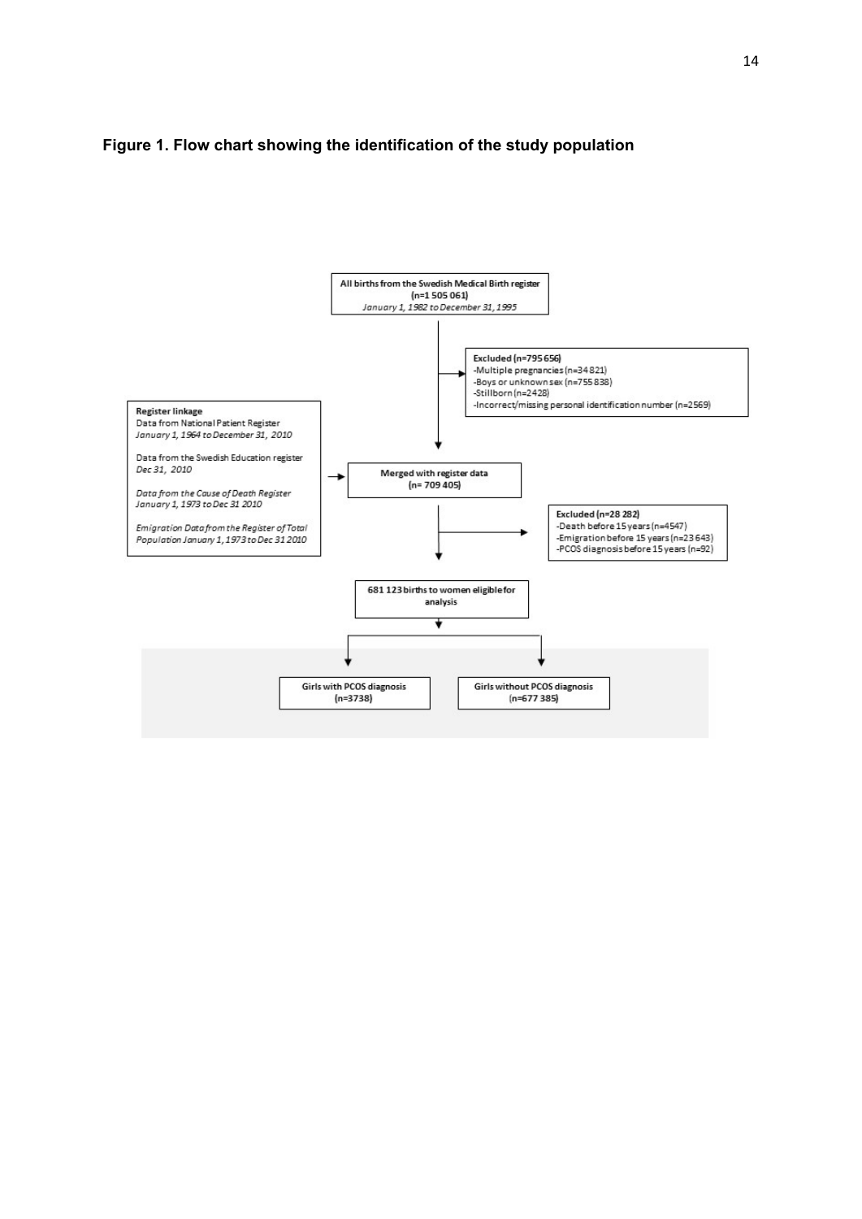**Figure 1. Flow chart showing the identification of the study population**

All births from the Swedish Medical Birth register
(n=1 505 061)
*January 1, 1982 to December 31, 1995*

Excluded (n=795 656)
- Multiple pregnancies (n=34 821)
- Boys or unknown sex (n=755 838)
- Stillborn (n=2428)
- Incorrect/missing personal identification number (n=2569)

Register linkage
Data from National Patient Register
*January 1, 1964 to December 31, 2010*

Data from the Swedish Education register
*Dec 31, 2010*

*Data from the Cause of Death Register*
*January 1, 1973 to Dec 31 2010*

*Emigration Data from the Register of Total Population January 1, 1973 to Dec 31 2010*

Merged with register data
(n= 709 405)

Excluded (n=28 282)
- Death before 15 years (n=4547)
- Emigration before 15 years (n=23 643)
- PCOS diagnosis before 15 years (n=92)

681 123 births to women eligible for analysis

Girls with PCOS diagnosis
(n=3738)

Girls without PCOS diagnosis
(n=677 385)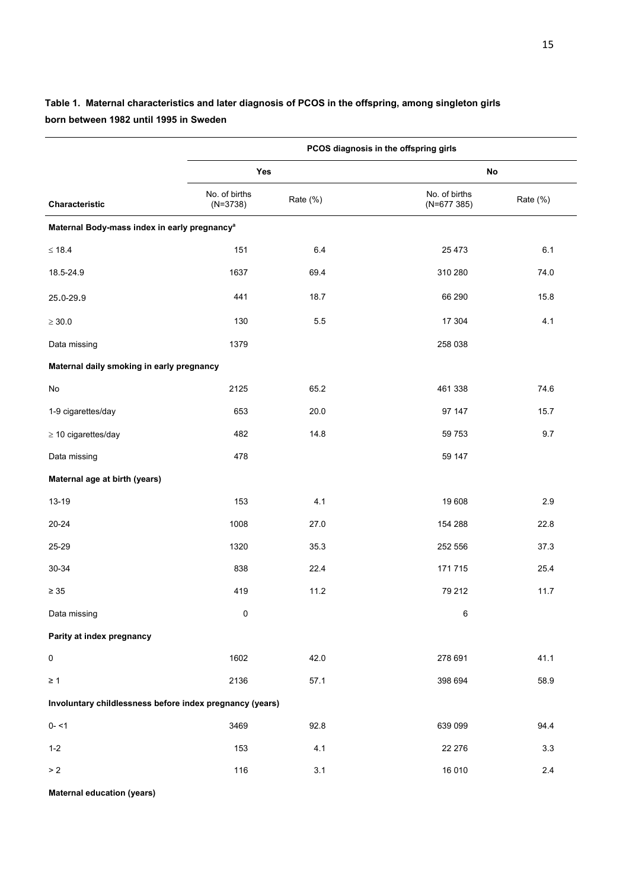**Table 1. Maternal characteristics and later diagnosis of PCOS in the offspring, among singleton girls born between 1982 until 1995 in Sweden**

| | PCOS diagnosis in the offspring girls | | | |
|---|---|---|---|---|
| | Yes | | No | |
| Characteristic | No. of births (N=3738) | Rate (%) | No. of births (N=677 385) | Rate (%) |
| **Maternal Body-mass index in early pregnancy[a]** | | | | |
| ≤ 18.4 | 151 | 6.4 | 25 473 | 6.1 |
| 18.5-24.9 | 1637 | 69.4 | 310 280 | 74.0 |
| 25.0-29.9 | 441 | 18.7 | 66 290 | 15.8 |
| ≥ 30.0 | 130 | 5.5 | 17 304 | 4.1 |
| Data missing | 1379 | | 258 038 | |
| **Maternal daily smoking in early pregnancy** | | | | |
| No | 2125 | 65.2 | 461 338 | 74.6 |
| 1-9 cigarettes/day | 653 | 20.0 | 97 147 | 15.7 |
| ≥ 10 cigarettes/day | 482 | 14.8 | 59 753 | 9.7 |
| Data missing | 478 | | 59 147 | |
| **Maternal age at birth (years)** | | | | |
| 13-19 | 153 | 4.1 | 19 608 | 2.9 |
| 20-24 | 1008 | 27.0 | 154 288 | 22.8 |
| 25-29 | 1320 | 35.3 | 252 556 | 37.3 |
| 30-34 | 838 | 22.4 | 171 715 | 25.4 |
| ≥ 35 | 419 | 11.2 | 79 212 | 11.7 |
| Data missing | 0 | | 6 | |
| **Parity at index pregnancy** | | | | |
| 0 | 1602 | 42.0 | 278 691 | 41.1 |
| ≥ 1 | 2136 | 57.1 | 398 694 | 58.9 |
| **Involuntary childlessness before index pregnancy (years)** | | | | |
| 0- <1 | 3469 | 92.8 | 639 099 | 94.4 |
| 1-2 | 153 | 4.1 | 22 276 | 3.3 |
| > 2 | 116 | 3.1 | 16 010 | 2.4 |
| **Maternal education (years)** | | | | |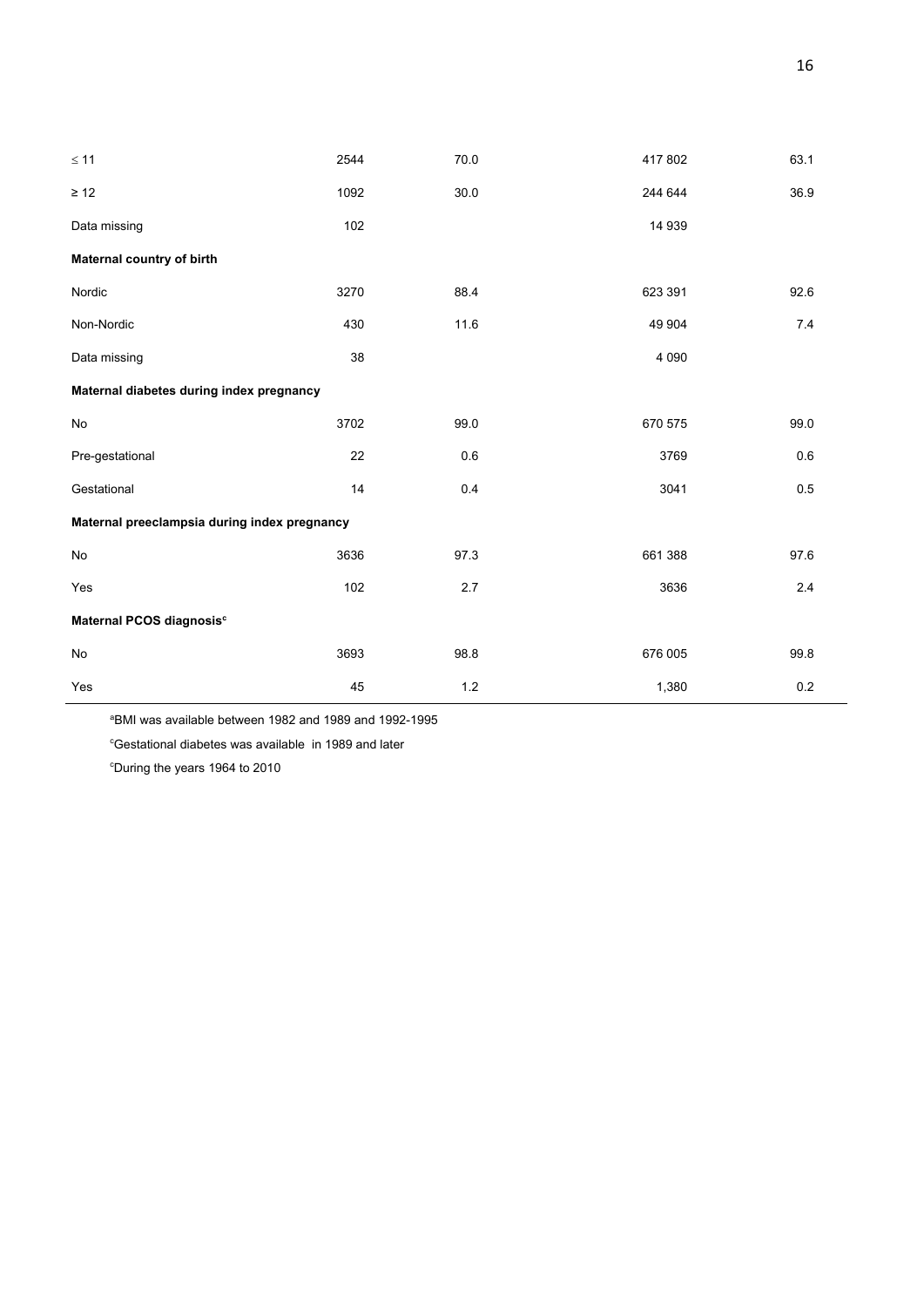| | | | | |
|---|---|---|---|---|
| ≤ 11 | 2544 | 70.0 | 417 802 | 63.1 |
| ≥ 12 | 1092 | 30.0 | 244 644 | 36.9 |
| Data missing | 102 | | 14 939 | |
| **Maternal country of birth** | | | | |
| Nordic | 3270 | 88.4 | 623 391 | 92.6 |
| Non-Nordic | 430 | 11.6 | 49 904 | 7.4 |
| Data missing | 38 | | 4 090 | |
| **Maternal diabetes during index pregnancy** | | | | |
| No | 3702 | 99.0 | 670 575 | 99.0 |
| Pre-gestational | 22 | 0.6 | 3769 | 0.6 |
| Gestational | 14 | 0.4 | 3041 | 0.5 |
| **Maternal preeclampsia during index pregnancy** | | | | |
| No | 3636 | 97.3 | 661 388 | 97.6 |
| Yes | 102 | 2.7 | 3636 | 2.4 |
| **Maternal PCOS diagnosis[c]** | | | | |
| No | 3693 | 98.8 | 676 005 | 99.8 |
| Yes | 45 | 1.2 | 1,380 | 0.2 |

[a]BMI was available between 1982 and 1989 and 1992-1995

[c]Gestational diabetes was available in 1989 and later

[c]During the years 1964 to 2010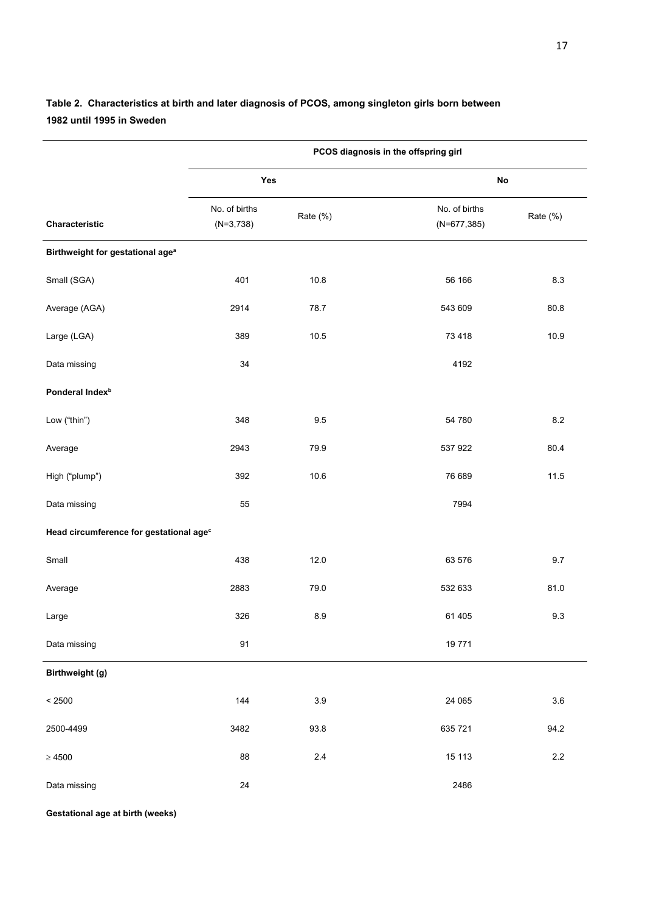**Table 2. Characteristics at birth and later diagnosis of PCOS, among singleton girls born between 1982 until 1995 in Sweden**

| | PCOS diagnosis in the offspring girl | | | |
|---|---|---|---|---|
| | Yes | | No | |
| Characteristic | No. of births (N=3,738) | Rate (%) | No. of births (N=677,385) | Rate (%) |
| **Birthweight for gestational age[a]** | | | | |
| Small (SGA) | 401 | 10.8 | 56 166 | 8.3 |
| Average (AGA) | 2914 | 78.7 | 543 609 | 80.8 |
| Large (LGA) | 389 | 10.5 | 73 418 | 10.9 |
| Data missing | 34 | | 4192 | |
| **Ponderal Index[b]** | | | | |
| Low ("thin") | 348 | 9.5 | 54 780 | 8.2 |
| Average | 2943 | 79.9 | 537 922 | 80.4 |
| High ("plump") | 392 | 10.6 | 76 689 | 11.5 |
| Data missing | 55 | | 7994 | |
| **Head circumference for gestational age[c]** | | | | |
| Small | 438 | 12.0 | 63 576 | 9.7 |
| Average | 2883 | 79.0 | 532 633 | 81.0 |
| Large | 326 | 8.9 | 61 405 | 9.3 |
| Data missing | 91 | | 19 771 | |
| **Birthweight (g)** | | | | |
| < 2500 | 144 | 3.9 | 24 065 | 3.6 |
| 2500-4499 | 3482 | 93.8 | 635 721 | 94.2 |
| ≥ 4500 | 88 | 2.4 | 15 113 | 2.2 |
| Data missing | 24 | | 2486 | |
| **Gestational age at birth (weeks)** | | | | |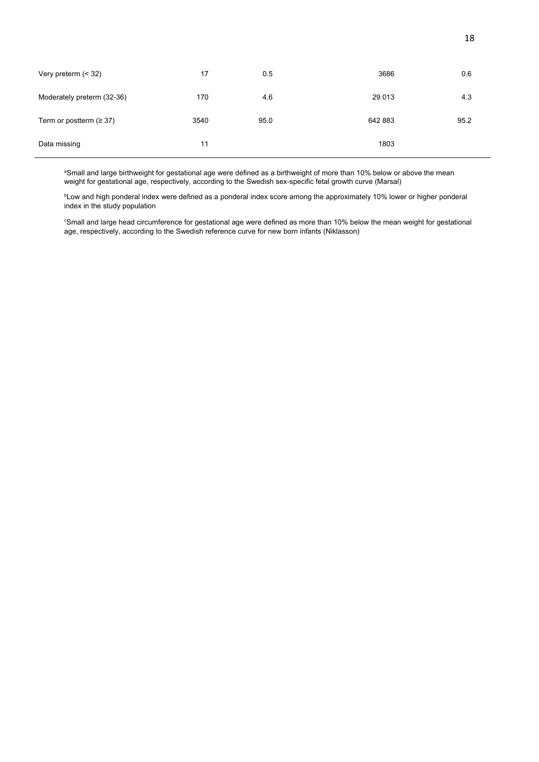| | | | | |
|---|---|---|---|---|
| Very preterm (< 32) | 17 | 0.5 | 3686 | 0.6 |
| Moderately preterm (32-36) | 170 | 4.6 | 29 013 | 4.3 |
| Term or postterm (≥ 37) | 3540 | 95.0 | 642 883 | 95.2 |
| Data missing | 11 | | 1803 | |

[a]Small and large birthweight for gestational age were defined as a birthweight of more than 10% below or above the mean weight for gestational age, respectively, according to the Swedish sex-specific fetal growth curve (Marsal)

[b]Low and high ponderal index were defined as a ponderal index score among the approximately 10% lower or higher ponderal index in the study population

[c]Small and large head circumference for gestational age were defined as more than 10% below the mean weight for gestational age, respectively, according to the Swedish reference curve for new born infants (Niklasson)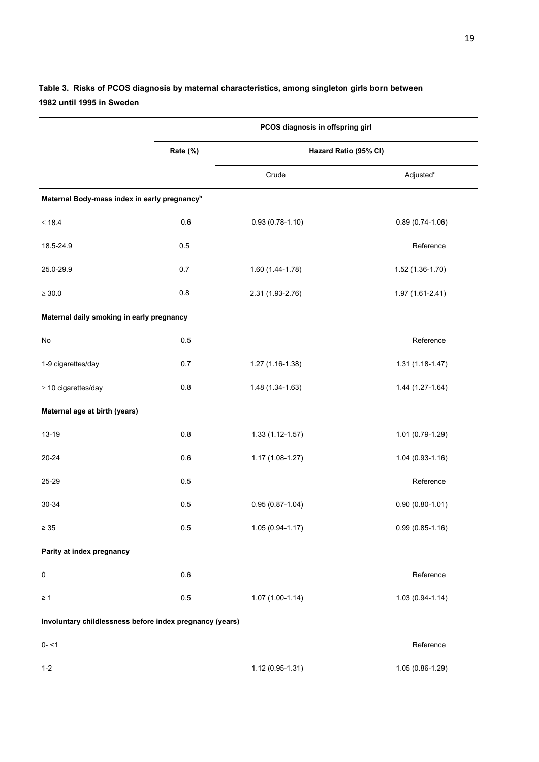**Table 3. Risks of PCOS diagnosis by maternal characteristics, among singleton girls born between 1982 until 1995 in Sweden**

| | PCOS diagnosis in offspring girl | | |
|---|---|---|---|
| | Rate (%) | Hazard Ratio (95% CI) | |
| | | Crude | Adjusted[a] |
| **Maternal Body-mass index in early pregnancy[b]** | | | |
| ≤ 18.4 | 0.6 | 0.93 (0.78-1.10) | 0.89 (0.74-1.06) |
| 18.5-24.9 | 0.5 | | Reference |
| 25.0-29.9 | 0.7 | 1.60 (1.44-1.78) | 1.52 (1.36-1.70) |
| ≥ 30.0 | 0.8 | 2.31 (1.93-2.76) | 1.97 (1.61-2.41) |
| **Maternal daily smoking in early pregnancy** | | | |
| No | 0.5 | | Reference |
| 1-9 cigarettes/day | 0.7 | 1.27 (1.16-1.38) | 1.31 (1.18-1.47) |
| ≥ 10 cigarettes/day | 0.8 | 1.48 (1.34-1.63) | 1.44 (1.27-1.64) |
| **Maternal age at birth (years)** | | | |
| 13-19 | 0.8 | 1.33 (1.12-1.57) | 1.01 (0.79-1.29) |
| 20-24 | 0.6 | 1.17 (1.08-1.27) | 1.04 (0.93-1.16) |
| 25-29 | 0.5 | | Reference |
| 30-34 | 0.5 | 0.95 (0.87-1.04) | 0.90 (0.80-1.01) |
| ≥ 35 | 0.5 | 1.05 (0.94-1.17) | 0.99 (0.85-1.16) |
| **Parity at index pregnancy** | | | |
| 0 | 0.6 | | Reference |
| ≥ 1 | 0.5 | 1.07 (1.00-1.14) | 1.03 (0.94-1.14) |
| **Involuntary childlessness before index pregnancy (years)** | | | |
| 0- <1 | | | Reference |
| 1-2 | | 1.12 (0.95-1.31) | 1.05 (0.86-1.29) |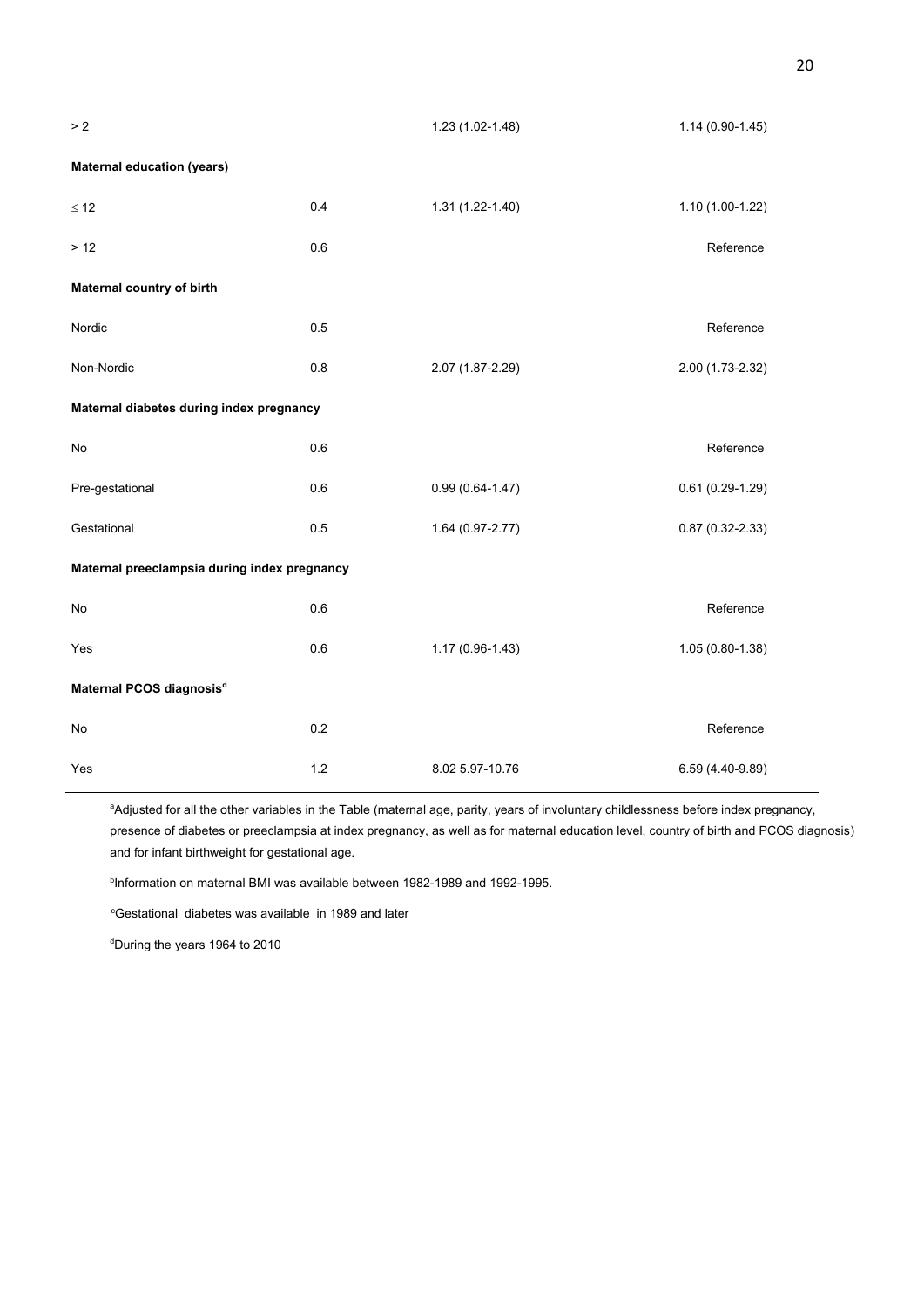| | | | |
|---|---|---|---|
| > 2 | | 1.23 (1.02-1.48) | 1.14 (0.90-1.45) |
| **Maternal education (years)** | | | |
| ≤ 12 | 0.4 | 1.31 (1.22-1.40) | 1.10 (1.00-1.22) |
| > 12 | 0.6 | | Reference |
| **Maternal country of birth** | | | |
| Nordic | 0.5 | | Reference |
| Non-Nordic | 0.8 | 2.07 (1.87-2.29) | 2.00 (1.73-2.32) |
| **Maternal diabetes during index pregnancy** | | | |
| No | 0.6 | | Reference |
| Pre-gestational | 0.6 | 0.99 (0.64-1.47) | 0.61 (0.29-1.29) |
| Gestational | 0.5 | 1.64 (0.97-2.77) | 0.87 (0.32-2.33) |
| **Maternal preeclampsia during index pregnancy** | | | |
| No | 0.6 | | Reference |
| Yes | 0.6 | 1.17 (0.96-1.43) | 1.05 (0.80-1.38) |
| **Maternal PCOS diagnosis[d]** | | | |
| No | 0.2 | | Reference |
| Yes | 1.2 | 8.02 5.97-10.76 | 6.59 (4.40-9.89) |

[a]Adjusted for all the other variables in the Table (maternal age, parity, years of involuntary childlessness before index pregnancy, presence of diabetes or preeclampsia at index pregnancy, as well as for maternal education level, country of birth and PCOS diagnosis) and for infant birthweight for gestational age.

[b]Information on maternal BMI was available between 1982-1989 and 1992-1995.

[c]Gestational diabetes was available in 1989 and later

[d]During the years 1964 to 2010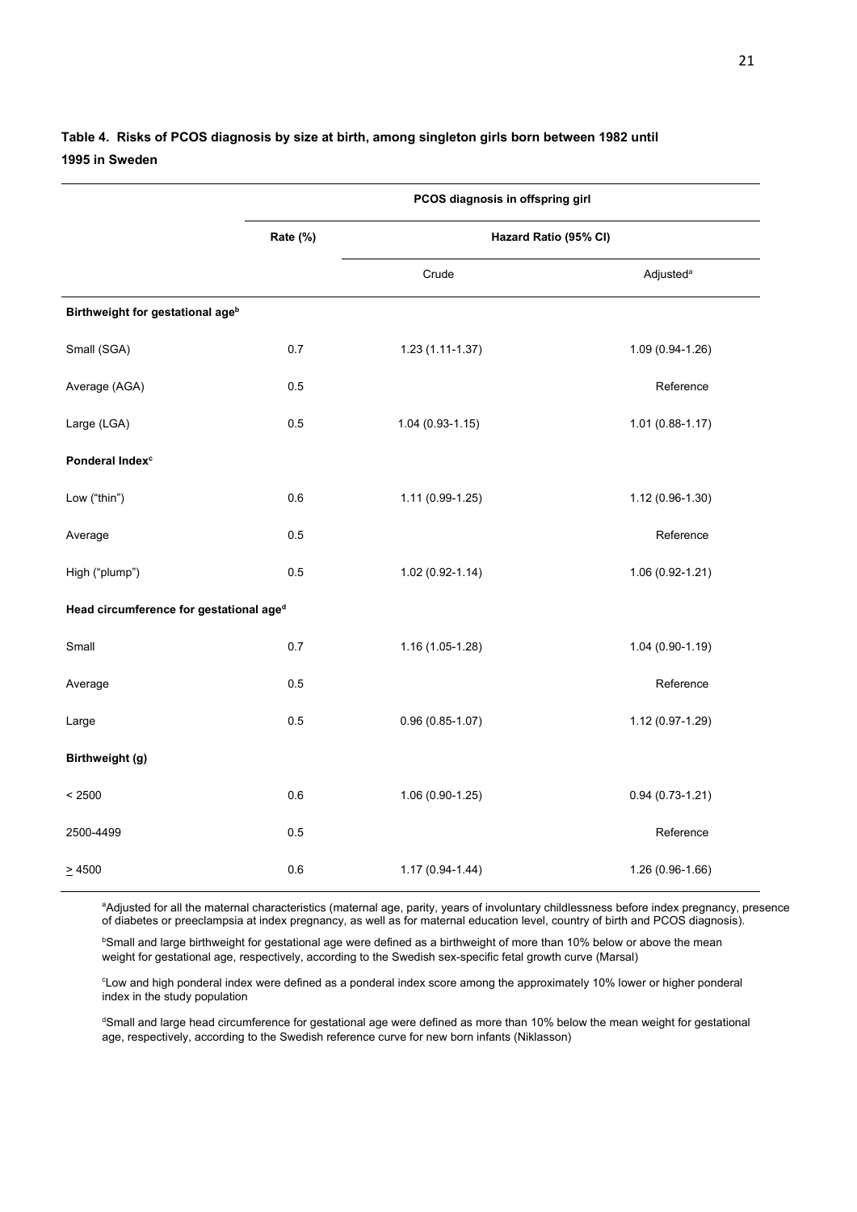**Table 4. Risks of PCOS diagnosis by size at birth, among singleton girls born between 1982 until 1995 in Sweden**

| | PCOS diagnosis in offspring girl | | |
|---|---|---|---|
| | Rate (%) | Hazard Ratio (95% CI) | |
| | | Crude | Adjusted[a] |
| **Birthweight for gestational age[b]** | | | |
| Small (SGA) | 0.7 | 1.23 (1.11-1.37) | 1.09 (0.94-1.26) |
| Average (AGA) | 0.5 | | Reference |
| Large (LGA) | 0.5 | 1.04 (0.93-1.15) | 1.01 (0.88-1.17) |
| **Ponderal Index[c]** | | | |
| Low ("thin") | 0.6 | 1.11 (0.99-1.25) | 1.12 (0.96-1.30) |
| Average | 0.5 | | Reference |
| High ("plump") | 0.5 | 1.02 (0.92-1.14) | 1.06 (0.92-1.21) |
| **Head circumference for gestational age[d]** | | | |
| Small | 0.7 | 1.16 (1.05-1.28) | 1.04 (0.90-1.19) |
| Average | 0.5 | | Reference |
| Large | 0.5 | 0.96 (0.85-1.07) | 1.12 (0.97-1.29) |
| **Birthweight (g)** | | | |
| < 2500 | 0.6 | 1.06 (0.90-1.25) | 0.94 (0.73-1.21) |
| 2500-4499 | 0.5 | | Reference |
| ≥ 4500 | 0.6 | 1.17 (0.94-1.44) | 1.26 (0.96-1.66) |

[a]Adjusted for all the maternal characteristics (maternal age, parity, years of involuntary childlessness before index pregnancy, presence of diabetes or preeclampsia at index pregnancy, as well as for maternal education level, country of birth and PCOS diagnosis).

[b]Small and large birthweight for gestational age were defined as a birthweight of more than 10% below or above the mean weight for gestational age, respectively, according to the Swedish sex-specific fetal growth curve (Marsal)

[c]Low and high ponderal index were defined as a ponderal index score among the approximately 10% lower or higher ponderal index in the study population

[d]Small and large head circumference for gestational age were defined as more than 10% below the mean weight for gestational age, respectively, according to the Swedish reference curve for new born infants (Niklasson)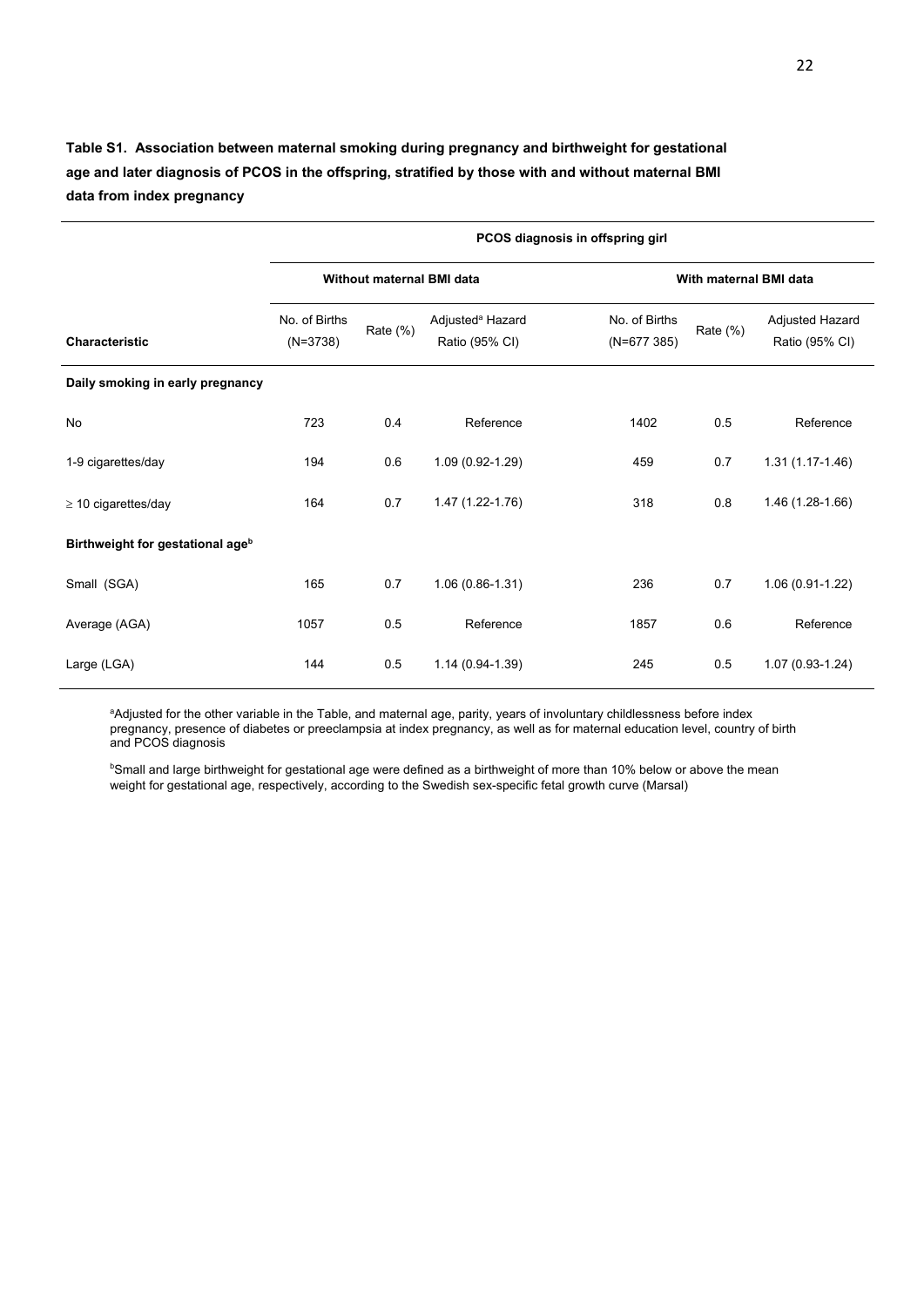**Table S1. Association between maternal smoking during pregnancy and birthweight for gestational age and later diagnosis of PCOS in the offspring, stratified by those with and without maternal BMI data from index pregnancy**

| | PCOS diagnosis in offspring girl | | | | | |
|---|---|---|---|---|---|---|
| | Without maternal BMI data | | | With maternal BMI data | | |
| **Characteristic** | No. of Births (N=3738) | Rate (%) | Adjusted[a] Hazard Ratio (95% CI) | No. of Births (N=677 385) | Rate (%) | Adjusted Hazard Ratio (95% CI) |
| **Daily smoking in early pregnancy** | | | | | | |
| No | 723 | 0.4 | Reference | 1402 | 0.5 | Reference |
| 1-9 cigarettes/day | 194 | 0.6 | 1.09 (0.92-1.29) | 459 | 0.7 | 1.31 (1.17-1.46) |
| ≥ 10 cigarettes/day | 164 | 0.7 | 1.47 (1.22-1.76) | 318 | 0.8 | 1.46 (1.28-1.66) |
| **Birthweight for gestational age[b]** | | | | | | |
| Small (SGA) | 165 | 0.7 | 1.06 (0.86-1.31) | 236 | 0.7 | 1.06 (0.91-1.22) |
| Average (AGA) | 1057 | 0.5 | Reference | 1857 | 0.6 | Reference |
| Large (LGA) | 144 | 0.5 | 1.14 (0.94-1.39) | 245 | 0.5 | 1.07 (0.93-1.24) |

[a]Adjusted for the other variable in the Table, and maternal age, parity, years of involuntary childlessness before index pregnancy, presence of diabetes or preeclampsia at index pregnancy, as well as for maternal education level, country of birth and PCOS diagnosis

[b]Small and large birthweight for gestational age were defined as a birthweight of more than 10% below or above the mean weight for gestational age, respectively, according to the Swedish sex-specific fetal growth curve (Marsal)